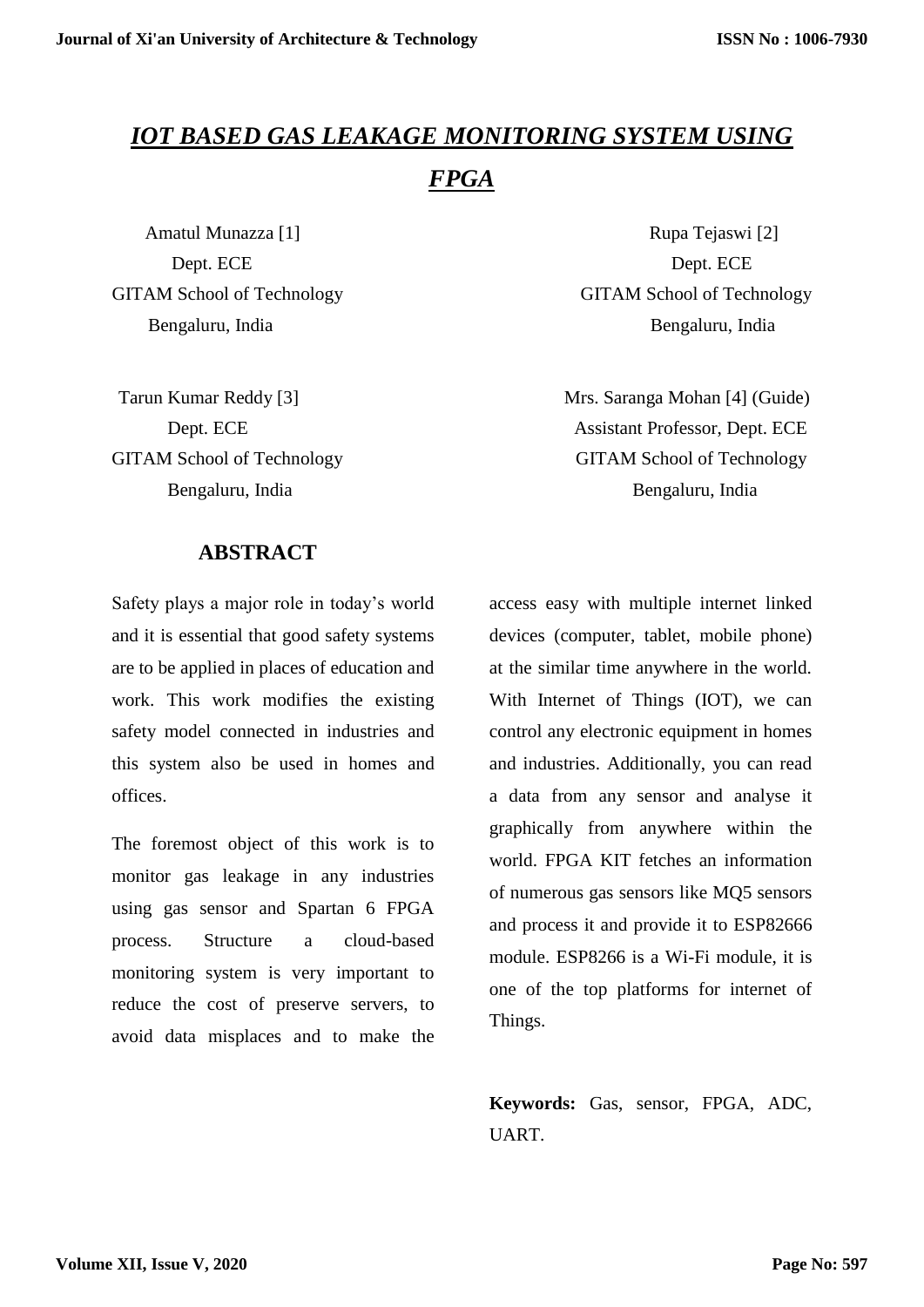# *IOT BASED GAS LEAKAGE MONITORING SYSTEM USING FPGA*

Amatul Munazza [1]
Dept. ECE
GITAM School of Technology
Bengaluru, India

Rupa Tejaswi [2]
Dept. ECE
GITAM School of Technology
Bengaluru, India

Tarun Kumar Reddy [3]
Dept. ECE
GITAM School of Technology
Bengaluru, India

Mrs. Saranga Mohan [4] (Guide)
Assistant Professor, Dept. ECE
GITAM School of Technology
Bengaluru, India

## ABSTRACT

Safety plays a major role in today's world and it is essential that good safety systems are to be applied in places of education and work. This work modifies the existing safety model connected in industries and this system also be used in homes and offices.

The foremost object of this work is to monitor gas leakage in any industries using gas sensor and Spartan 6 FPGA process. Structure a cloud-based monitoring system is very important to reduce the cost of preserve servers, to avoid data misplaces and to make the access easy with multiple internet linked devices (computer, tablet, mobile phone) at the similar time anywhere in the world. With Internet of Things (IOT), we can control any electronic equipment in homes and industries. Additionally, you can read a data from any sensor and analyse it graphically from anywhere within the world. FPGA KIT fetches an information of numerous gas sensors like MQ5 sensors and process it and provide it to ESP82666 module. ESP8266 is a Wi-Fi module, it is one of the top platforms for internet of Things.

**Keywords:** Gas, sensor, FPGA, ADC, UART.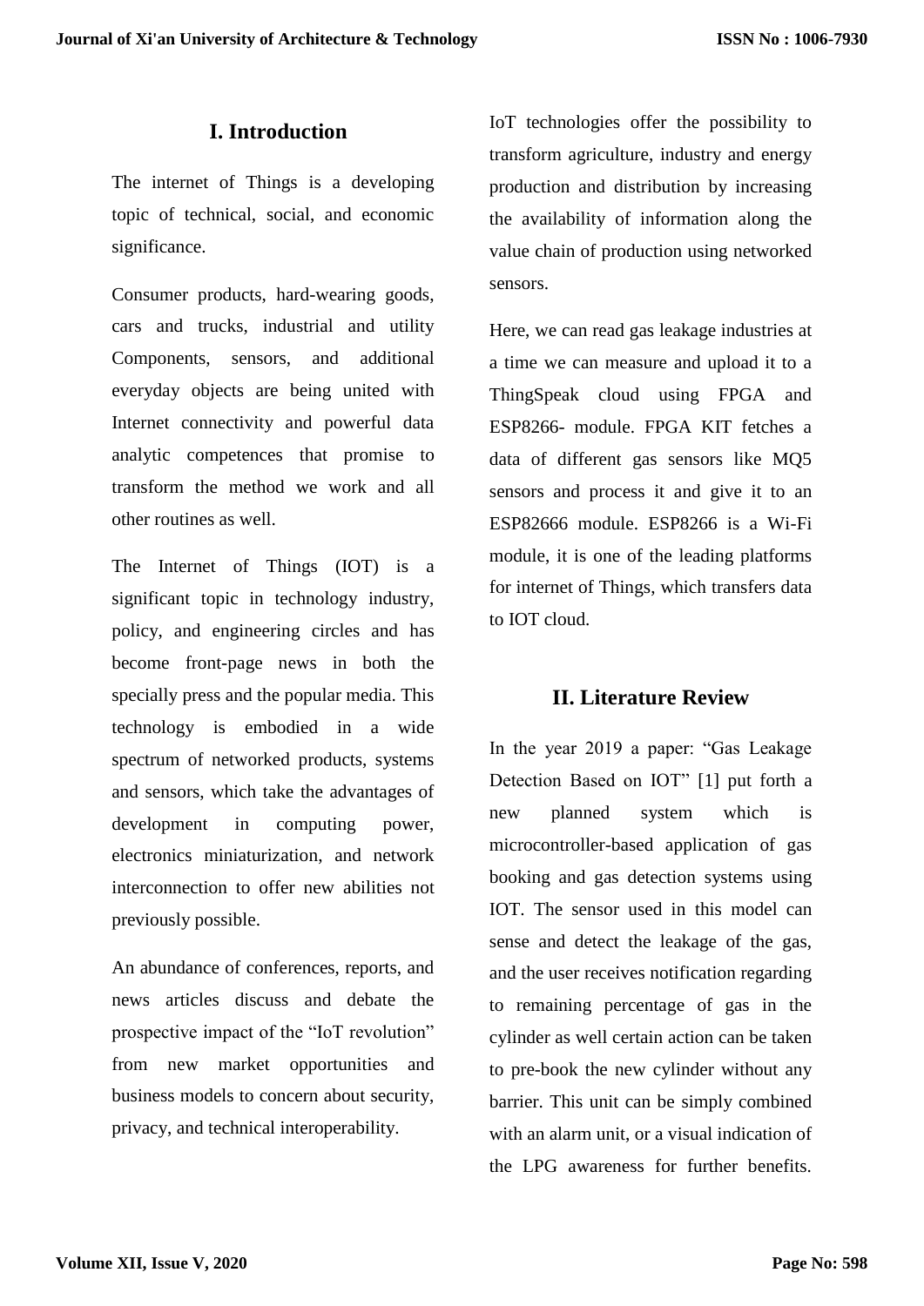## I. Introduction

The internet of Things is a developing topic of technical, social, and economic significance.

Consumer products, hard-wearing goods, cars and trucks, industrial and utility Components, sensors, and additional everyday objects are being united with Internet connectivity and powerful data analytic competences that promise to transform the method we work and all other routines as well.

The Internet of Things (IOT) is a significant topic in technology industry, policy, and engineering circles and has become front-page news in both the specially press and the popular media. This technology is embodied in a wide spectrum of networked products, systems and sensors, which take the advantages of development in computing power, electronics miniaturization, and network interconnection to offer new abilities not previously possible.

An abundance of conferences, reports, and news articles discuss and debate the prospective impact of the "IoT revolution" from new market opportunities and business models to concern about security, privacy, and technical interoperability.

IoT technologies offer the possibility to transform agriculture, industry and energy production and distribution by increasing the availability of information along the value chain of production using networked sensors.

Here, we can read gas leakage industries at a time we can measure and upload it to a ThingSpeak cloud using FPGA and ESP8266- module. FPGA KIT fetches a data of different gas sensors like MQ5 sensors and process it and give it to an ESP82666 module. ESP8266 is a Wi-Fi module, it is one of the leading platforms for internet of Things, which transfers data to IOT cloud.

## II. Literature Review

In the year 2019 a paper: "Gas Leakage Detection Based on IOT" [1] put forth a new planned system which is microcontroller-based application of gas booking and gas detection systems using IOT. The sensor used in this model can sense and detect the leakage of the gas, and the user receives notification regarding to remaining percentage of gas in the cylinder as well certain action can be taken to pre-book the new cylinder without any barrier. This unit can be simply combined with an alarm unit, or a visual indication of the LPG awareness for further benefits.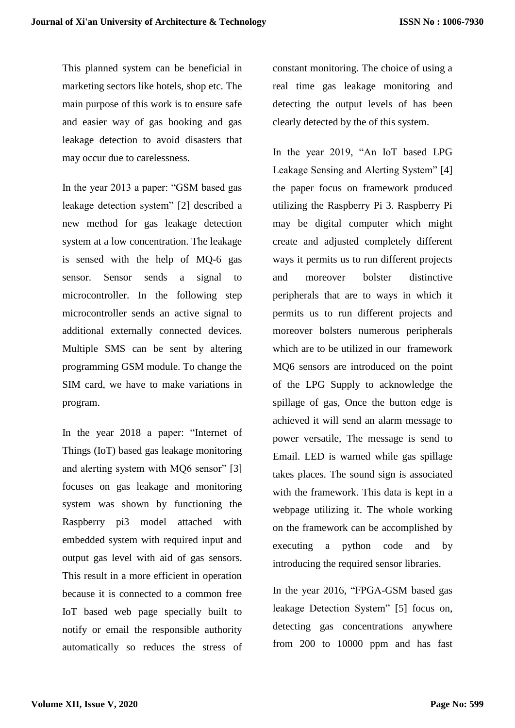This planned system can be beneficial in marketing sectors like hotels, shop etc. The main purpose of this work is to ensure safe and easier way of gas booking and gas leakage detection to avoid disasters that may occur due to carelessness.

In the year 2013 a paper: "GSM based gas leakage detection system" [2] described a new method for gas leakage detection system at a low concentration. The leakage is sensed with the help of MQ-6 gas sensor. Sensor sends a signal to microcontroller. In the following step microcontroller sends an active signal to additional externally connected devices. Multiple SMS can be sent by altering programming GSM module. To change the SIM card, we have to make variations in program.

In the year 2018 a paper: "Internet of Things (IoT) based gas leakage monitoring and alerting system with MQ6 sensor" [3] focuses on gas leakage and monitoring system was shown by functioning the Raspberry pi3 model attached with embedded system with required input and output gas level with aid of gas sensors. This result in a more efficient in operation because it is connected to a common free IoT based web page specially built to notify or email the responsible authority automatically so reduces the stress of constant monitoring. The choice of using a real time gas leakage monitoring and detecting the output levels of has been clearly detected by the of this system.

In the year 2019, "An IoT based LPG Leakage Sensing and Alerting System" [4] the paper focus on framework produced utilizing the Raspberry Pi 3. Raspberry Pi may be digital computer which might create and adjusted completely different ways it permits us to run different projects and moreover bolster distinctive peripherals that are to ways in which it permits us to run different projects and moreover bolsters numerous peripherals which are to be utilized in our framework MQ6 sensors are introduced on the point of the LPG Supply to acknowledge the spillage of gas, Once the button edge is achieved it will send an alarm message to power versatile, The message is send to Email. LED is warned while gas spillage takes places. The sound sign is associated with the framework. This data is kept in a webpage utilizing it. The whole working on the framework can be accomplished by executing a python code and by introducing the required sensor libraries.

In the year 2016, "FPGA-GSM based gas leakage Detection System" [5] focus on, detecting gas concentrations anywhere from 200 to 10000 ppm and has fast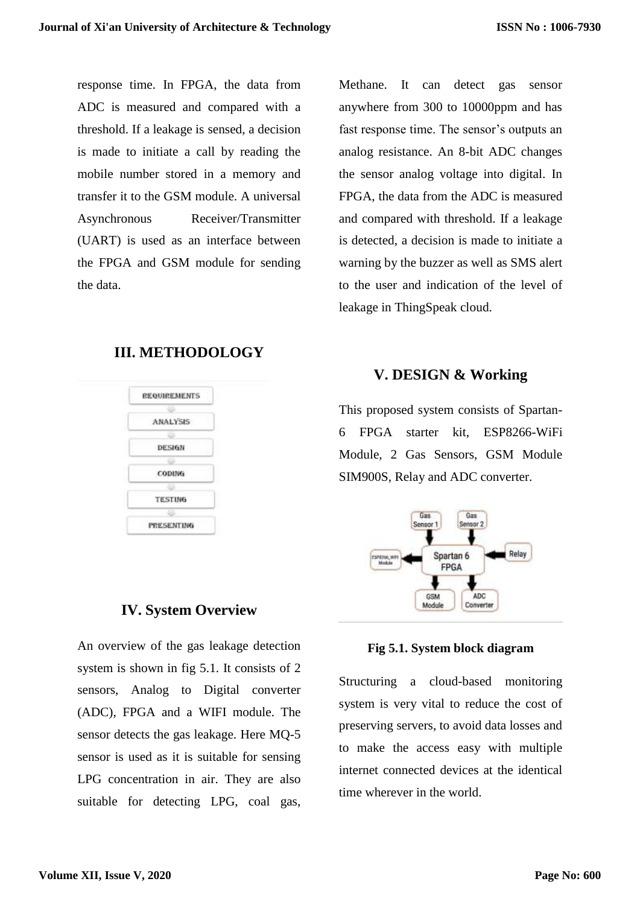response time. In FPGA, the data from ADC is measured and compared with a threshold. If a leakage is sensed, a decision is made to initiate a call by reading the mobile number stored in a memory and transfer it to the GSM module. A universal Asynchronous Receiver/Transmitter (UART) is used as an interface between the FPGA and GSM module for sending the data.

## III. METHODOLOGY

REQUIREMENTS → ANALYSIS → DESIGN → CODING → TESTING → PRESENTING

## IV. System Overview

An overview of the gas leakage detection system is shown in fig 5.1. It consists of 2 sensors, Analog to Digital converter (ADC), FPGA and a WIFI module. The sensor detects the gas leakage. Here MQ-5 sensor is used as it is suitable for sensing LPG concentration in air. They are also suitable for detecting LPG, coal gas, Methane. It can detect gas sensor anywhere from 300 to 10000ppm and has fast response time. The sensor's outputs an analog resistance. An 8-bit ADC changes the sensor analog voltage into digital. In FPGA, the data from the ADC is measured and compared with threshold. If a leakage is detected, a decision is made to initiate a warning by the buzzer as well as SMS alert to the user and indication of the level of leakage in ThingSpeak cloud.

## V. DESIGN & Working

This proposed system consists of Spartan-6 FPGA starter kit, ESP8266-WiFi Module, 2 Gas Sensors, GSM Module SIM900S, Relay and ADC converter.

**Fig 5.1. System block diagram**

Structuring a cloud-based monitoring system is very vital to reduce the cost of preserving servers, to avoid data losses and to make the access easy with multiple internet connected devices at the identical time wherever in the world.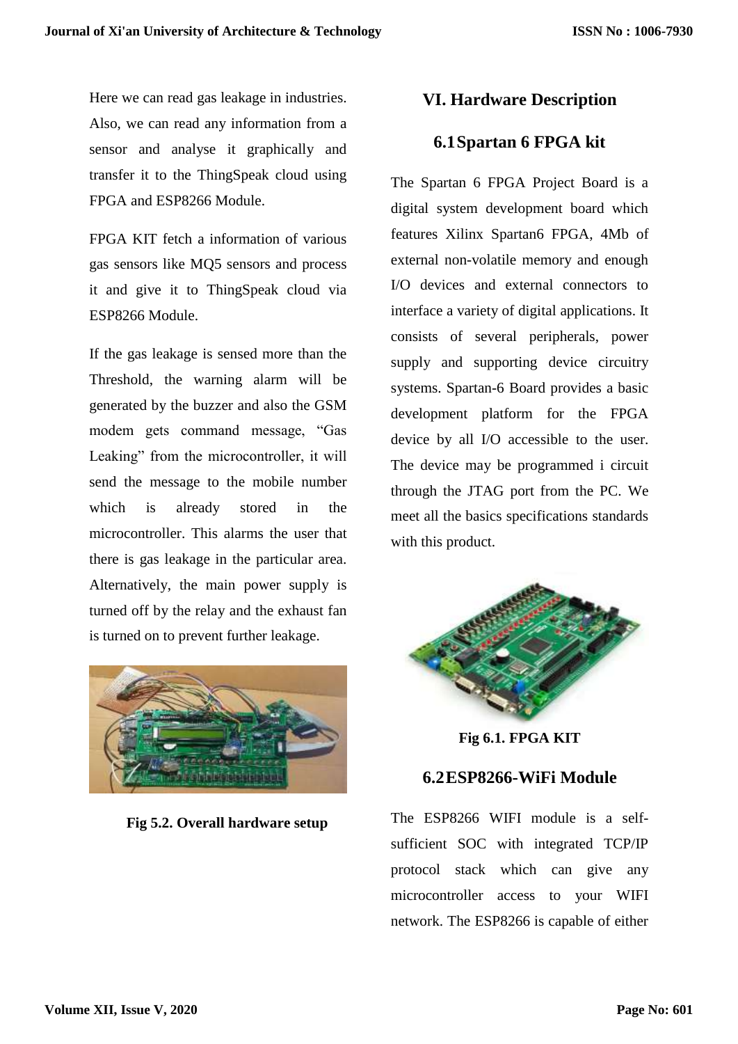Here we can read gas leakage in industries. Also, we can read any information from a sensor and analyse it graphically and transfer it to the ThingSpeak cloud using FPGA and ESP8266 Module.

FPGA KIT fetch a information of various gas sensors like MQ5 sensors and process it and give it to ThingSpeak cloud via ESP8266 Module.

If the gas leakage is sensed more than the Threshold, the warning alarm will be generated by the buzzer and also the GSM modem gets command message, "Gas Leaking" from the microcontroller, it will send the message to the mobile number which is already stored in the microcontroller. This alarms the user that there is gas leakage in the particular area. Alternatively, the main power supply is turned off by the relay and the exhaust fan is turned on to prevent further leakage.

**Fig 5.2. Overall hardware setup**

## VI. Hardware Description

### 6.1 Spartan 6 FPGA kit

The Spartan 6 FPGA Project Board is a digital system development board which features Xilinx Spartan6 FPGA, 4Mb of external non-volatile memory and enough I/O devices and external connectors to interface a variety of digital applications. It consists of several peripherals, power supply and supporting device circuitry systems. Spartan-6 Board provides a basic development platform for the FPGA device by all I/O accessible to the user. The device may be programmed i circuit through the JTAG port from the PC. We meet all the basics specifications standards with this product.

**Fig 6.1. FPGA KIT**

### 6.2 ESP8266-WiFi Module

The ESP8266 WIFI module is a self-sufficient SOC with integrated TCP/IP protocol stack which can give any microcontroller access to your WIFI network. The ESP8266 is capable of either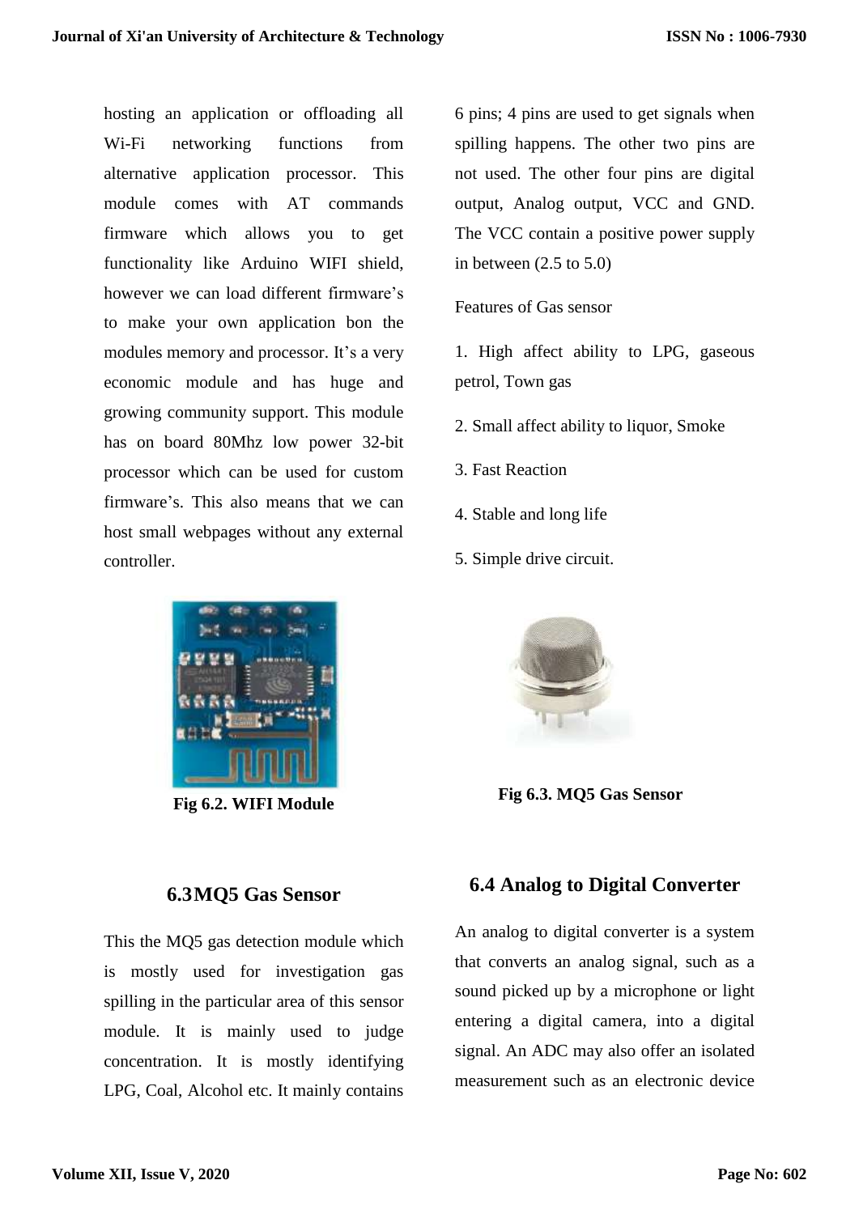hosting an application or offloading all Wi-Fi networking functions from alternative application processor. This module comes with AT commands firmware which allows you to get functionality like Arduino WIFI shield, however we can load different firmware's to make your own application bon the modules memory and processor. It's a very economic module and has huge and growing community support. This module has on board 80Mhz low power 32-bit processor which can be used for custom firmware's. This also means that we can host small webpages without any external controller.

**Fig 6.2. WIFI Module**

### 6.3 MQ5 Gas Sensor

This the MQ5 gas detection module which is mostly used for investigation gas spilling in the particular area of this sensor module. It is mainly used to judge concentration. It is mostly identifying LPG, Coal, Alcohol etc. It mainly contains 6 pins; 4 pins are used to get signals when spilling happens. The other two pins are not used. The other four pins are digital output, Analog output, VCC and GND. The VCC contain a positive power supply in between (2.5 to 5.0)

Features of Gas sensor

1. High affect ability to LPG, gaseous petrol, Town gas
2. Small affect ability to liquor, Smoke
3. Fast Reaction
4. Stable and long life
5. Simple drive circuit.

**Fig 6.3. MQ5 Gas Sensor**

### 6.4 Analog to Digital Converter

An analog to digital converter is a system that converts an analog signal, such as a sound picked up by a microphone or light entering a digital camera, into a digital signal. An ADC may also offer an isolated measurement such as an electronic device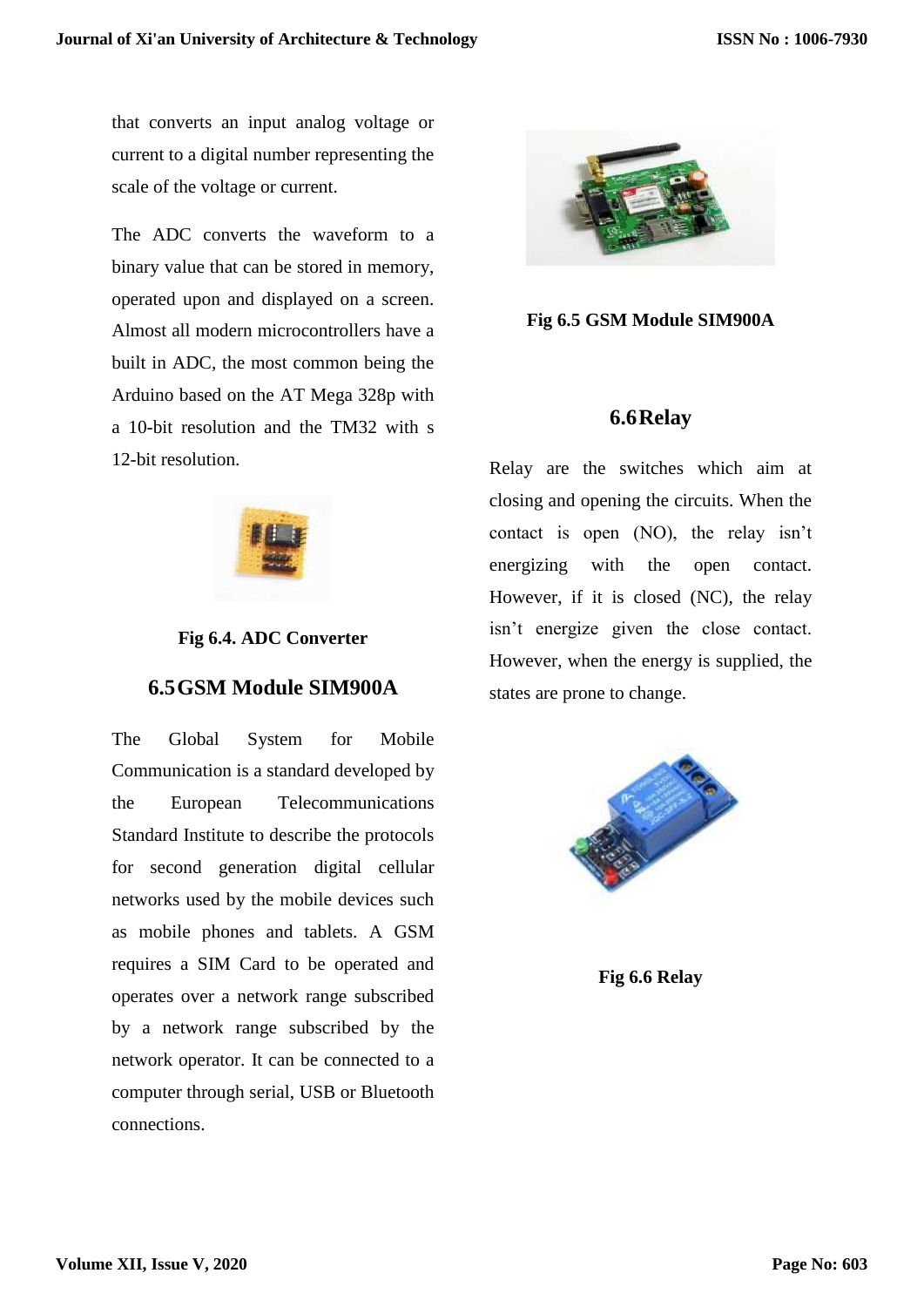that converts an input analog voltage or current to a digital number representing the scale of the voltage or current.

The ADC converts the waveform to a binary value that can be stored in memory, operated upon and displayed on a screen. Almost all modern microcontrollers have a built in ADC, the most common being the Arduino based on the AT Mega 328p with a 10-bit resolution and the TM32 with s 12-bit resolution.

**Fig 6.4. ADC Converter**

## 6.5 GSM Module SIM900A

The Global System for Mobile Communication is a standard developed by the European Telecommunications Standard Institute to describe the protocols for second generation digital cellular networks used by the mobile devices such as mobile phones and tablets. A GSM requires a SIM Card to be operated and operates over a network range subscribed by a network range subscribed by the network operator. It can be connected to a computer through serial, USB or Bluetooth connections.

**Fig 6.5 GSM Module SIM900A**

## 6.6 Relay

Relay are the switches which aim at closing and opening the circuits. When the contact is open (NO), the relay isn't energizing with the open contact. However, if it is closed (NC), the relay isn't energize given the close contact. However, when the energy is supplied, the states are prone to change.

**Fig 6.6 Relay**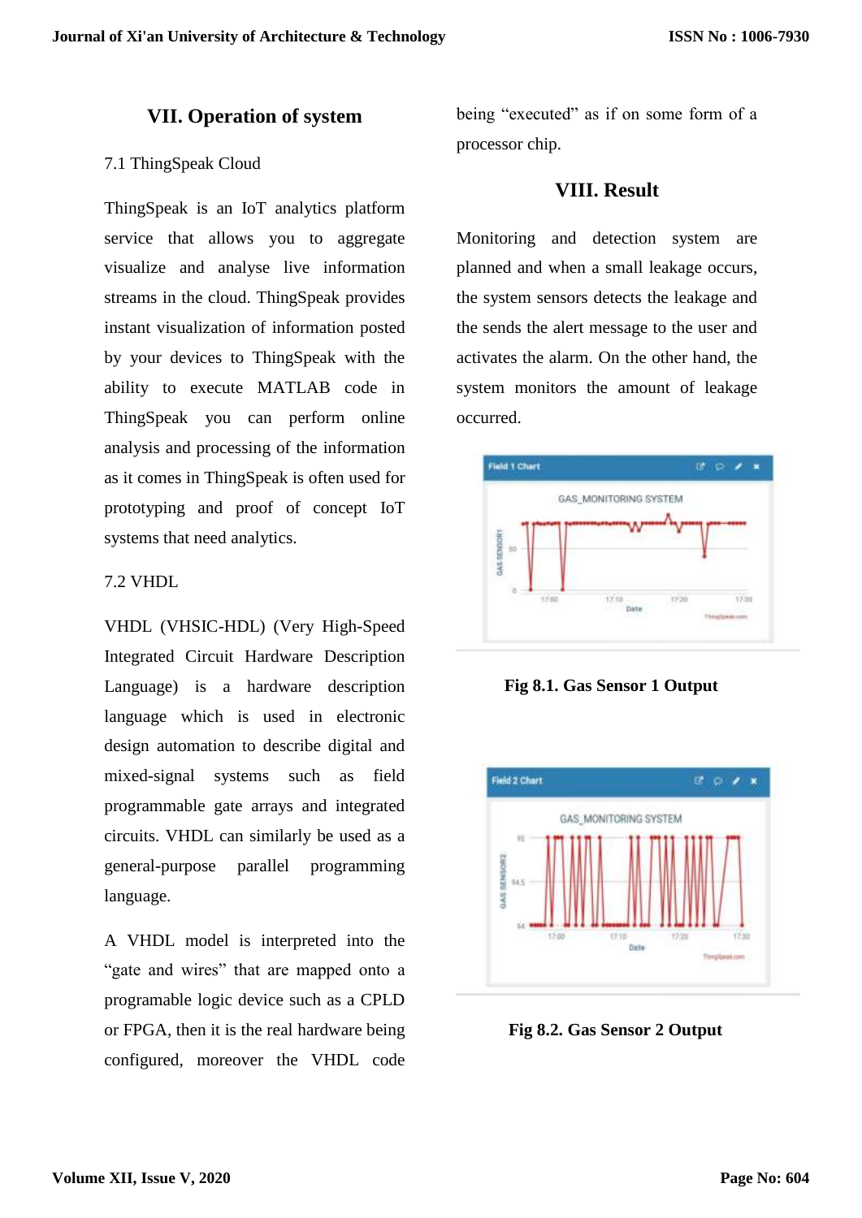## VII. Operation of system

7.1 ThingSpeak Cloud

ThingSpeak is an IoT analytics platform service that allows you to aggregate visualize and analyse live information streams in the cloud. ThingSpeak provides instant visualization of information posted by your devices to ThingSpeak with the ability to execute MATLAB code in ThingSpeak you can perform online analysis and processing of the information as it comes in ThingSpeak is often used for prototyping and proof of concept IoT systems that need analytics.

7.2 VHDL

VHDL (VHSIC-HDL) (Very High-Speed Integrated Circuit Hardware Description Language) is a hardware description language which is used in electronic design automation to describe digital and mixed-signal systems such as field programmable gate arrays and integrated circuits. VHDL can similarly be used as a general-purpose parallel programming language.

A VHDL model is interpreted into the "gate and wires" that are mapped onto a programable logic device such as a CPLD or FPGA, then it is the real hardware being configured, moreover the VHDL code being "executed" as if on some form of a processor chip.

## VIII. Result

Monitoring and detection system are planned and when a small leakage occurs, the system sensors detects the leakage and the sends the alert message to the user and activates the alarm. On the other hand, the system monitors the amount of leakage occurred.

**Fig 8.1. Gas Sensor 1 Output**

**Fig 8.2. Gas Sensor 2 Output**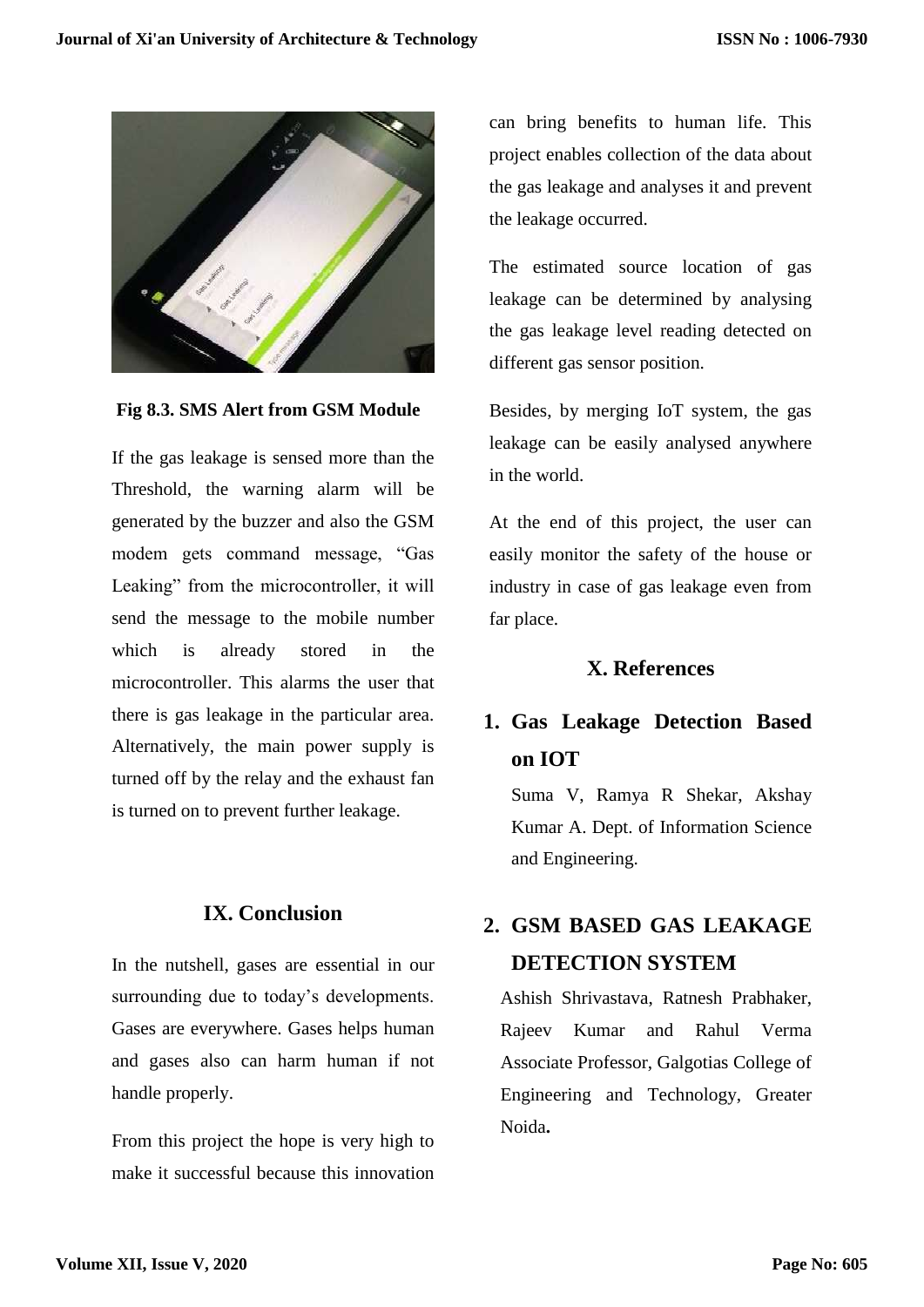Fig 8.3. SMS Alert from GSM Module

If the gas leakage is sensed more than the Threshold, the warning alarm will be generated by the buzzer and also the GSM modem gets command message, "Gas Leaking" from the microcontroller, it will send the message to the mobile number which is already stored in the microcontroller. This alarms the user that there is gas leakage in the particular area. Alternatively, the main power supply is turned off by the relay and the exhaust fan is turned on to prevent further leakage.

## IX. Conclusion

In the nutshell, gases are essential in our surrounding due to today's developments. Gases are everywhere. Gases helps human and gases also can harm human if not handle properly.

From this project the hope is very high to make it successful because this innovation can bring benefits to human life. This project enables collection of the data about the gas leakage and analyses it and prevent the leakage occurred.

The estimated source location of gas leakage can be determined by analysing the gas leakage level reading detected on different gas sensor position.

Besides, by merging IoT system, the gas leakage can be easily analysed anywhere in the world.

At the end of this project, the user can easily monitor the safety of the house or industry in case of gas leakage even from far place.

## X. References

1. **Gas Leakage Detection Based on IOT**

   Suma V, Ramya R Shekar, Akshay Kumar A. Dept. of Information Science and Engineering.

2. **GSM BASED GAS LEAKAGE DETECTION SYSTEM**

   Ashish Shrivastava, Ratnesh Prabhaker, Rajeev Kumar and Rahul Verma Associate Professor, Galgotias College of Engineering and Technology, Greater Noida**.**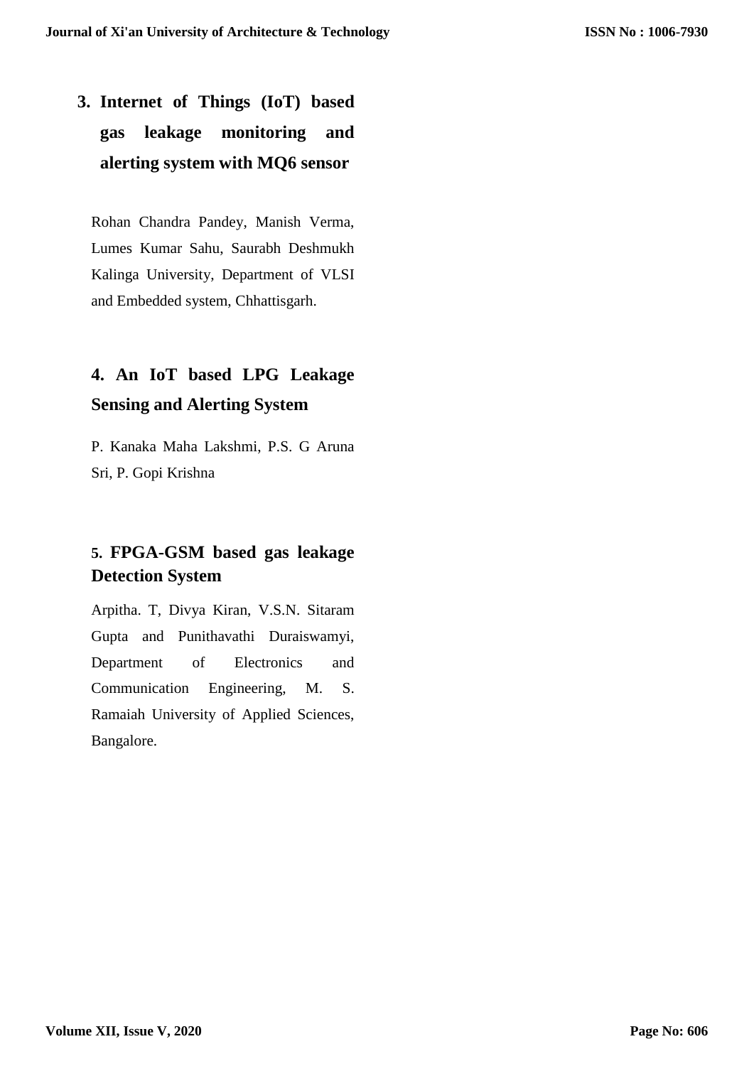3. **Internet of Things (IoT) based gas leakage monitoring and alerting system with MQ6 sensor**

Rohan Chandra Pandey, Manish Verma, Lumes Kumar Sahu, Saurabh Deshmukh Kalinga University, Department of VLSI and Embedded system, Chhattisgarh.

4. **An IoT based LPG Leakage Sensing and Alerting System**

P. Kanaka Maha Lakshmi, P.S. G Aruna Sri, P. Gopi Krishna

5. **FPGA-GSM based gas leakage Detection System**

Arpitha. T, Divya Kiran, V.S.N. Sitaram Gupta and Punithavathi Duraiswamyi, Department of Electronics and Communication Engineering, M. S. Ramaiah University of Applied Sciences, Bangalore.